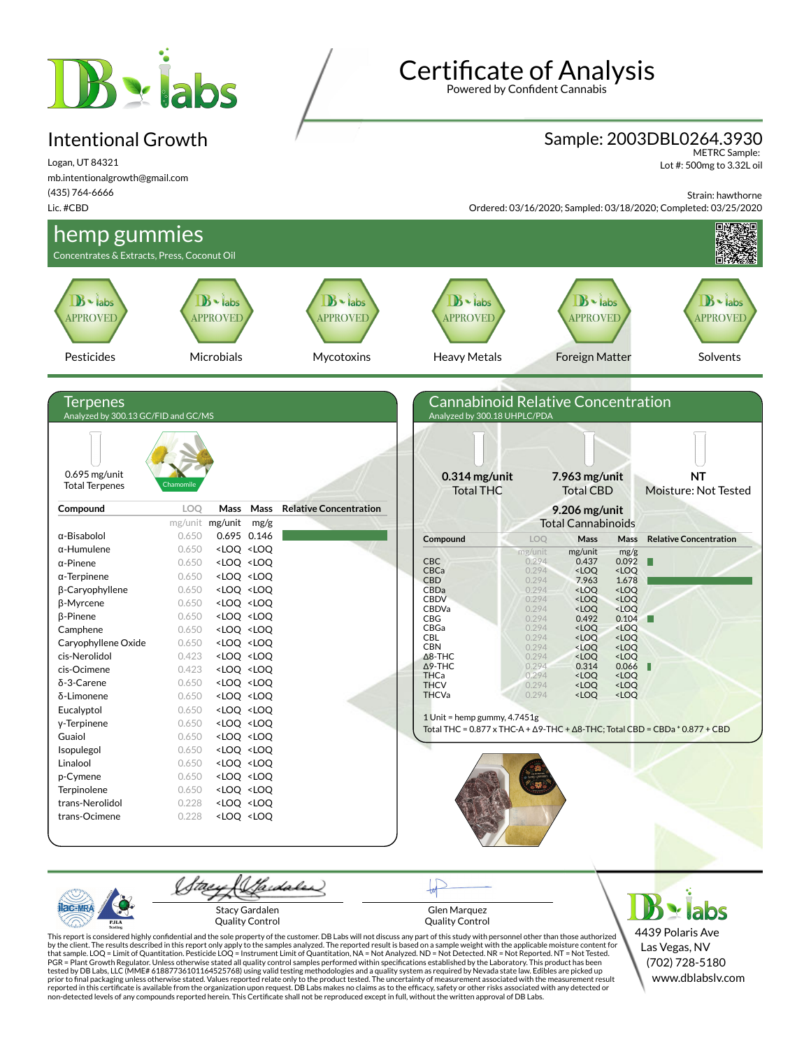# Certificate of Analysis

Powered by Confident Cannabis

## Intentional Growth

Logan, UT 84321
mb.intentionalgrowth@gmail.com
(435) 764-6666
Lic. #CBD

**Sample: 2003DBL0264.3930**
METRC Sample:
Lot #: 500mg to 3.32L oil

Strain: hawthorne
Ordered: 03/16/2020; Sampled: 03/18/2020; Completed: 03/25/2020

## hemp gummies

Concentrates & Extracts, Press, Coconut Oil

| Pesticides | Microbials | Mycotoxins | Heavy Metals | Foreign Matter | Solvents |
|---|---|---|---|---|---|
| APPROVED | APPROVED | APPROVED | APPROVED | APPROVED | APPROVED |

## Terpenes

Analyzed by 300.13 GC/FID and GC/MS

0.695 mg/unit
Total Terpenes

Chamomile

| Compound | LOQ | Mass | Mass | Relative Concentration |
|---|---|---|---|---|
| | mg/unit | mg/unit | mg/g | |
| α-Bisabolol | 0.650 | 0.695 | 0.146 | |
| α-Humulene | 0.650 | <LOQ | <LOQ | |
| α-Pinene | 0.650 | <LOQ | <LOQ | |
| α-Terpinene | 0.650 | <LOQ | <LOQ | |
| β-Caryophyllene | 0.650 | <LOQ | <LOQ | |
| β-Myrcene | 0.650 | <LOQ | <LOQ | |
| β-Pinene | 0.650 | <LOQ | <LOQ | |
| Camphene | 0.650 | <LOQ | <LOQ | |
| Caryophyllene Oxide | 0.650 | <LOQ | <LOQ | |
| cis-Nerolidol | 0.423 | <LOQ | <LOQ | |
| cis-Ocimene | 0.423 | <LOQ | <LOQ | |
| δ-3-Carene | 0.650 | <LOQ | <LOQ | |
| δ-Limonene | 0.650 | <LOQ | <LOQ | |
| Eucalyptol | 0.650 | <LOQ | <LOQ | |
| γ-Terpinene | 0.650 | <LOQ | <LOQ | |
| Guaiol | 0.650 | <LOQ | <LOQ | |
| Isopulegol | 0.650 | <LOQ | <LOQ | |
| Linalool | 0.650 | <LOQ | <LOQ | |
| p-Cymene | 0.650 | <LOQ | <LOQ | |
| Terpinolene | 0.650 | <LOQ | <LOQ | |
| trans-Nerolidol | 0.228 | <LOQ | <LOQ | |
| trans-Ocimene | 0.228 | <LOQ | <LOQ | |

## Cannabinoid Relative Concentration

Analyzed by 300.18 UHPLC/PDA

**0.314 mg/unit** Total THC

**7.963 mg/unit** Total CBD

**NT** Moisture: Not Tested

**9.206 mg/unit** Total Cannabinoids

| Compound | LOQ | Mass | Mass | Relative Concentration |
|---|---|---|---|---|
| | mg/unit | mg/unit | mg/g | |
| CBC | 0.294 | 0.437 | 0.092 | |
| CBCa | 0.294 | <LOQ | <LOQ | |
| CBD | 0.294 | 7.963 | 1.678 | |
| CBDa | 0.294 | <LOQ | <LOQ | |
| CBDV | 0.294 | <LOQ | <LOQ | |
| CBDVa | 0.294 | <LOQ | <LOQ | |
| CBG | 0.294 | 0.492 | 0.104 | |
| CBGa | 0.294 | <LOQ | <LOQ | |
| CBL | 0.294 | <LOQ | <LOQ | |
| CBN | 0.294 | <LOQ | <LOQ | |
| Δ8-THC | 0.294 | <LOQ | <LOQ | |
| Δ9-THC | 0.294 | 0.314 | 0.066 | |
| THCa | 0.294 | <LOQ | <LOQ | |
| THCV | 0.294 | <LOQ | <LOQ | |
| THCVa | 0.294 | <LOQ | <LOQ | |

1 Unit = hemp gummy, 4.7451g
Total THC = 0.877 x THC-A + Δ9-THC + Δ8-THC; Total CBD = CBDa * 0.877 + CBD

Stacy Gardalen
Quality Control

Glen Marquez
Quality Control

DB labs
4439 Polaris Ave
Las Vegas, NV
(702) 728-5180
www.dblabslv.com

This report is considered highly confidential and the sole property of the customer. DB Labs will not discuss any part of this study with personnel other than those authorized by the client. The results described in this report only apply to the samples analyzed. The reported result is based on a sample weight with the applicable moisture content for that sample. LOQ = Limit of Quantitation. Pesticide LOQ = Instrument Limit of Quantitation, NA = Not Analyzed. ND = Not Detected. NR = Not Reported. NT = Not Tested. PGR = Plant Growth Regulator. Unless otherwise stated all quality control samples performed within specifications established by the Laboratory. This product has been tested by DB Labs, LLC (MME# 61887736101164525768) using valid testing methodologies and a quality system as required by Nevada state law. Edibles are picked up prior to final packaging unless otherwise stated. Values reported relate only to the product tested. The uncertainty of measurement associated with the measurement result reported in this certificate is available from the organization upon request. DB Labs makes no claims as to the efficacy, safety or other risks associated with any detected or non-detected levels of any compounds reported herein. This Certificate shall not be reproduced except in full, without the written approval of DB Labs.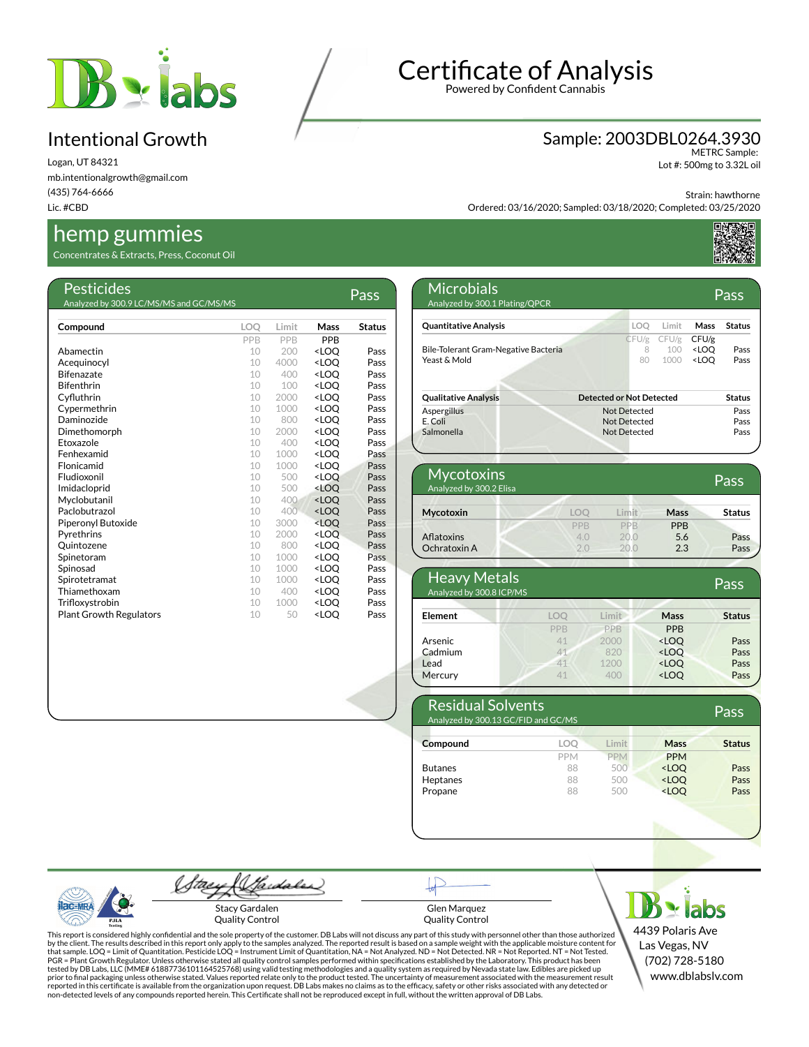# Certificate of Analysis

Powered by Confident Cannabis

## Intentional Growth

Logan, UT 84321
mb.intentionalgrowth@gmail.com
(435) 764-6666
Lic. #CBD

## Sample: 2003DBL0264.3930

METRC Sample:
Lot #: 500mg to 3.32L oil

Strain: hawthorne
Ordered: 03/16/2020; Sampled: 03/18/2020; Completed: 03/25/2020

## hemp gummies

Concentrates & Extracts, Press, Coconut Oil

### Pesticides — Pass

Analyzed by 300.9 LC/MS/MS and GC/MS/MS

| Compound | LOQ | Limit | Mass | Status |
|---|---|---|---|---|
| | PPB | PPB | PPB | |
| Abamectin | 10 | 200 | <LOQ | Pass |
| Acequinocyl | 10 | 4000 | <LOQ | Pass |
| Bifenazate | 10 | 400 | <LOQ | Pass |
| Bifenthrin | 10 | 100 | <LOQ | Pass |
| Cyfluthrin | 10 | 2000 | <LOQ | Pass |
| Cypermethrin | 10 | 1000 | <LOQ | Pass |
| Daminozide | 10 | 800 | <LOQ | Pass |
| Dimethomorph | 10 | 2000 | <LOQ | Pass |
| Etoxazole | 10 | 400 | <LOQ | Pass |
| Fenhexamid | 10 | 1000 | <LOQ | Pass |
| Flonicamid | 10 | 1000 | <LOQ | Pass |
| Fludioxonil | 10 | 500 | <LOQ | Pass |
| Imidacloprid | 10 | 500 | <LOQ | Pass |
| Myclobutanil | 10 | 400 | <LOQ | Pass |
| Paclobutrazol | 10 | 400 | <LOQ | Pass |
| Piperonyl Butoxide | 10 | 3000 | <LOQ | Pass |
| Pyrethrins | 10 | 2000 | <LOQ | Pass |
| Quintozene | 10 | 800 | <LOQ | Pass |
| Spinetoram | 10 | 1000 | <LOQ | Pass |
| Spinosad | 10 | 1000 | <LOQ | Pass |
| Spirotetramat | 10 | 1000 | <LOQ | Pass |
| Thiamethoxam | 10 | 400 | <LOQ | Pass |
| Trifloxystrobin | 10 | 1000 | <LOQ | Pass |
| Plant Growth Regulators | 10 | 50 | <LOQ | Pass |

### Microbials — Pass

Analyzed by 300.1 Plating/QPCR

| Quantitative Analysis | LOQ | Limit | Mass | Status |
|---|---|---|---|---|
| | CFU/g | CFU/g | CFU/g | |
| Bile-Tolerant Gram-Negative Bacteria | 8 | 100 | <LOQ | Pass |
| Yeast & Mold | 80 | 1000 | <LOQ | Pass |

| Qualitative Analysis | Detected or Not Detected | Status |
|---|---|---|
| Aspergillus | Not Detected | Pass |
| E. Coli | Not Detected | Pass |
| Salmonella | Not Detected | Pass |

### Mycotoxins — Pass

Analyzed by 300.2 Elisa

| Mycotoxin | LOQ | Limit | Mass | Status |
|---|---|---|---|---|
| | PPB | PPB | PPB | |
| Aflatoxins | 4.0 | 20.0 | 5.6 | Pass |
| Ochratoxin A | 2.0 | 20.0 | 2.3 | Pass |

### Heavy Metals — Pass

Analyzed by 300.8 ICP/MS

| Element | LOQ | Limit | Mass | Status |
|---|---|---|---|---|
| | PPB | PPB | PPB | |
| Arsenic | 41 | 2000 | <LOQ | Pass |
| Cadmium | 41 | 820 | <LOQ | Pass |
| Lead | 41 | 1200 | <LOQ | Pass |
| Mercury | 41 | 400 | <LOQ | Pass |

### Residual Solvents — Pass

Analyzed by 300.13 GC/FID and GC/MS

| Compound | LOQ | Limit | Mass | Status |
|---|---|---|---|---|
| | PPM | PPM | PPM | |
| Butanes | 88 | 500 | <LOQ | Pass |
| Heptanes | 88 | 500 | <LOQ | Pass |
| Propane | 88 | 500 | <LOQ | Pass |

Stacy Gardalen
Quality Control

Glen Marquez
Quality Control

This report is considered highly confidential and the sole property of the customer. DB Labs will not discuss any part of this study with personnel other than those authorized by the client. The results described in this report only apply to the samples analyzed. The reported result is based on a sample weight with the applicable moisture content for that sample. LOQ = Limit of Quantitation. Pesticide LOQ = Instrument Limit of Quantitation, NA = Not Analyzed. ND = Not Detected. NR = Not Reported. NT = Not Tested. PGR = Plant Growth Regulator. Unless otherwise stated all quality control samples performed within specifications established by the Laboratory. This product has been tested by DB Labs, LLC (MME# 61887736101164525768) using valid testing methodologies and a quality system as required by Nevada state law. Edibles are picked up prior to final packaging unless otherwise stated. Values reported relate only to the product tested. The uncertainty of measurement associated with the measurement result reported in this certificate is available from the organization upon request. DB Labs makes no claims as to the efficacy, safety or other risks associated with any detected or non-detected levels of any compounds reported herein. This Certificate shall not be reproduced except in full, without the written approval of DB Labs.

DB labs
4439 Polaris Ave
Las Vegas, NV
(702) 728-5180
www.dblabslv.com